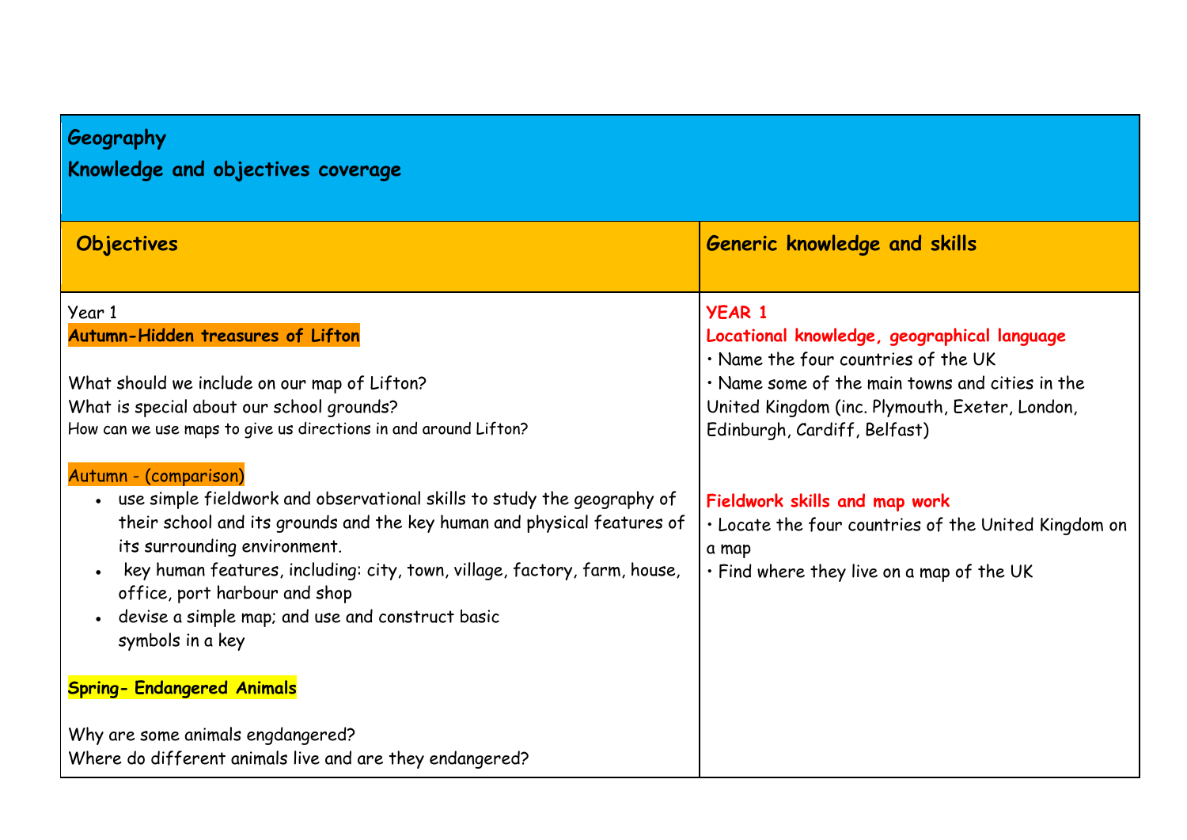# Geography

## Knowledge and objectives coverage

| Objectives | Generic knowledge and skills |
|---|---|
| Year 1<br>**Autumn-Hidden treasures of Lifton**<br><br>What should we include on our map of Lifton?<br>What is special about our school grounds?<br>How can we use maps to give us directions in and around Lifton?<br><br>Autumn - (comparison)<br>• use simple fieldwork and observational skills to study the geography of their school and its grounds and the key human and physical features of its surrounding environment.<br>• key human features, including: city, town, village, factory, farm, house, office, port harbour and shop<br>• devise a simple map; and use and construct basic symbols in a key<br><br>**Spring- Endangered Animals**<br><br>Why are some animals engdangered?<br>Where do different animals live and are they endangered? | **YEAR 1**<br>**Locational knowledge, geographical language**<br>• Name the four countries of the UK<br>• Name some of the main towns and cities in the United Kingdom (inc. Plymouth, Exeter, London, Edinburgh, Cardiff, Belfast)<br><br>**Fieldwork skills and map work**<br>• Locate the four countries of the United Kingdom on a map<br>• Find where they live on a map of the UK |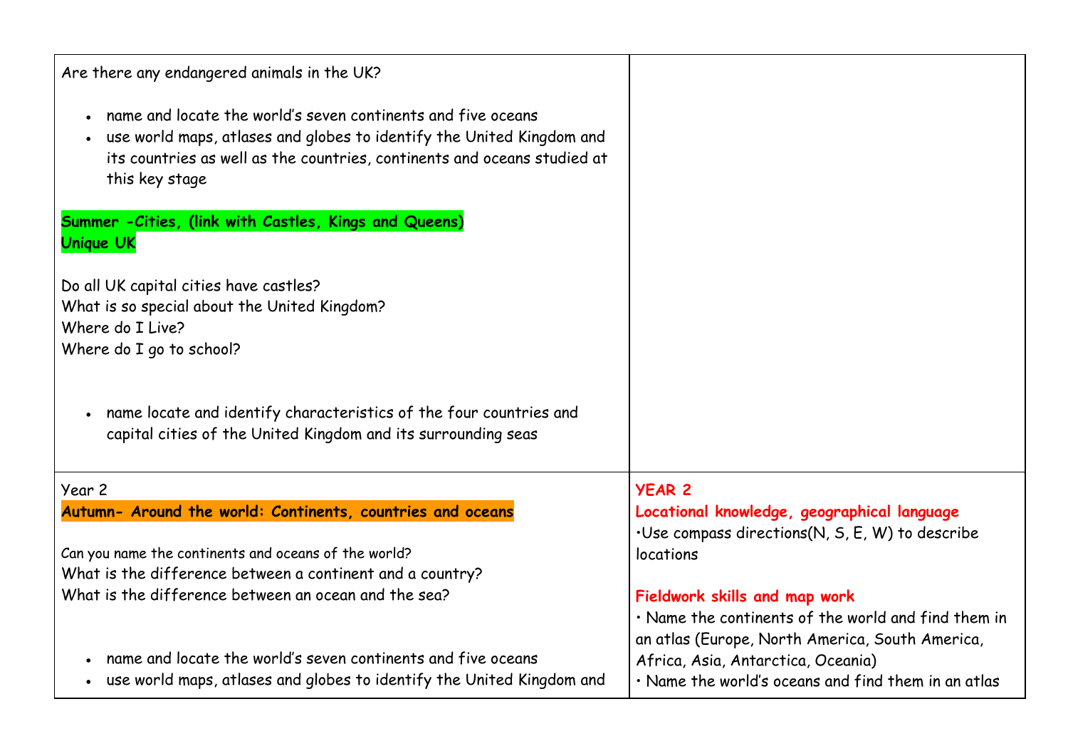| | |
|---|---|
| Are there any endangered animals in the UK?<br><br>• name and locate the world's seven continents and five oceans<br>• use world maps, atlases and globes to identify the United Kingdom and its countries as well as the countries, continents and oceans studied at this key stage<br><br>**Summer -Cities, (link with Castles, Kings and Queens)**<br>**Unique UK**<br><br>Do all UK capital cities have castles?<br>What is so special about the United Kingdom?<br>Where do I Live?<br>Where do I go to school?<br><br>• name locate and identify characteristics of the four countries and capital cities of the United Kingdom and its surrounding seas | |
| Year 2<br>**Autumn- Around the world: Continents, countries and oceans**<br><br>Can you name the continents and oceans of the world?<br>What is the difference between a continent and a country?<br>What is the difference between an ocean and the sea?<br><br>• name and locate the world's seven continents and five oceans<br>• use world maps, atlases and globes to identify the United Kingdom and | **YEAR 2**<br>**Locational knowledge, geographical language**<br>•Use compass directions(N, S, E, W) to describe locations<br><br>**Fieldwork skills and map work**<br>• Name the continents of the world and find them in an atlas (Europe, North America, South America, Africa, Asia, Antarctica, Oceania)<br>• Name the world's oceans and find them in an atlas |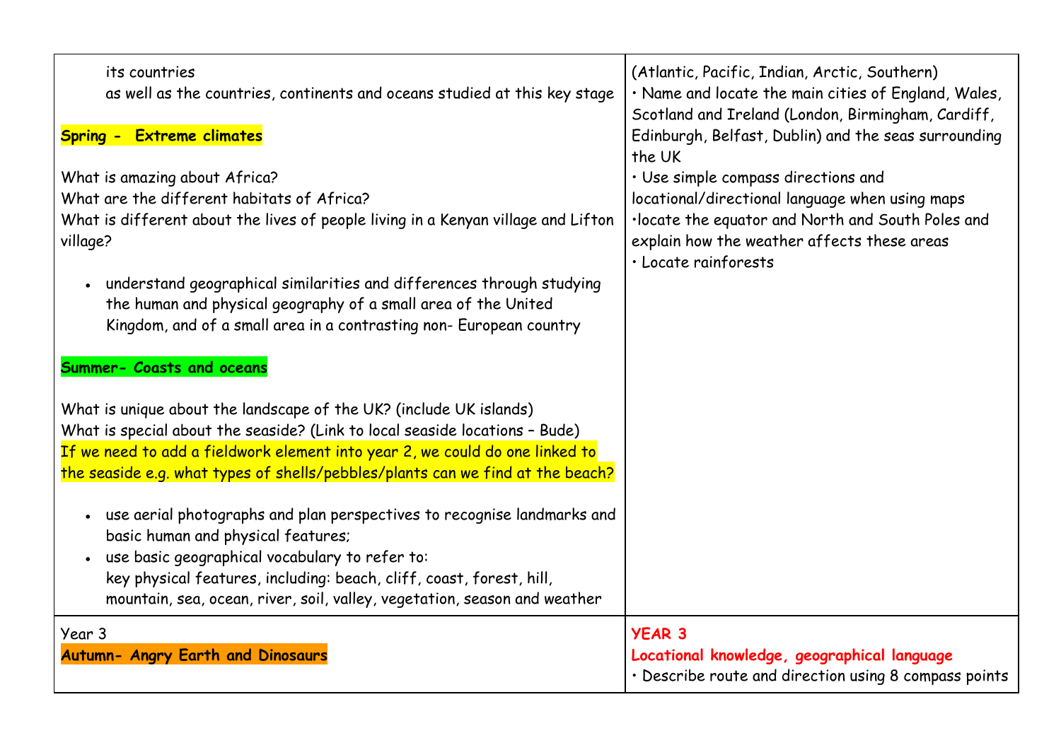| | |
|---|---|
| its countries<br>as well as the countries, continents and oceans studied at this key stage<br><br>**Spring - Extreme climates**<br><br>What is amazing about Africa?<br>What are the different habitats of Africa?<br>What is different about the lives of people living in a Kenyan village and Lifton village?<br><br>• understand geographical similarities and differences through studying the human and physical geography of a small area of the United Kingdom, and of a small area in a contrasting non- European country<br><br>**Summer- Coasts and oceans**<br><br>What is unique about the landscape of the UK? (include UK islands)<br>What is special about the seaside? (Link to local seaside locations – Bude)<br>If we need to add a fieldwork element into year 2, we could do one linked to the seaside e.g. what types of shells/pebbles/plants can we find at the beach?<br><br>• use aerial photographs and plan perspectives to recognise landmarks and basic human and physical features;<br>• use basic geographical vocabulary to refer to:<br>key physical features, including: beach, cliff, coast, forest, hill, mountain, sea, ocean, river, soil, valley, vegetation, season and weather | (Atlantic, Pacific, Indian, Arctic, Southern)<br>• Name and locate the main cities of England, Wales, Scotland and Ireland (London, Birmingham, Cardiff, Edinburgh, Belfast, Dublin) and the seas surrounding the UK<br>• Use simple compass directions and locational/directional language when using maps<br>•locate the equator and North and South Poles and explain how the weather affects these areas<br>• Locate rainforests |
| Year 3<br>**Autumn- Angry Earth and Dinosaurs** | **YEAR 3**<br>**Locational knowledge, geographical language**<br>• Describe route and direction using 8 compass points |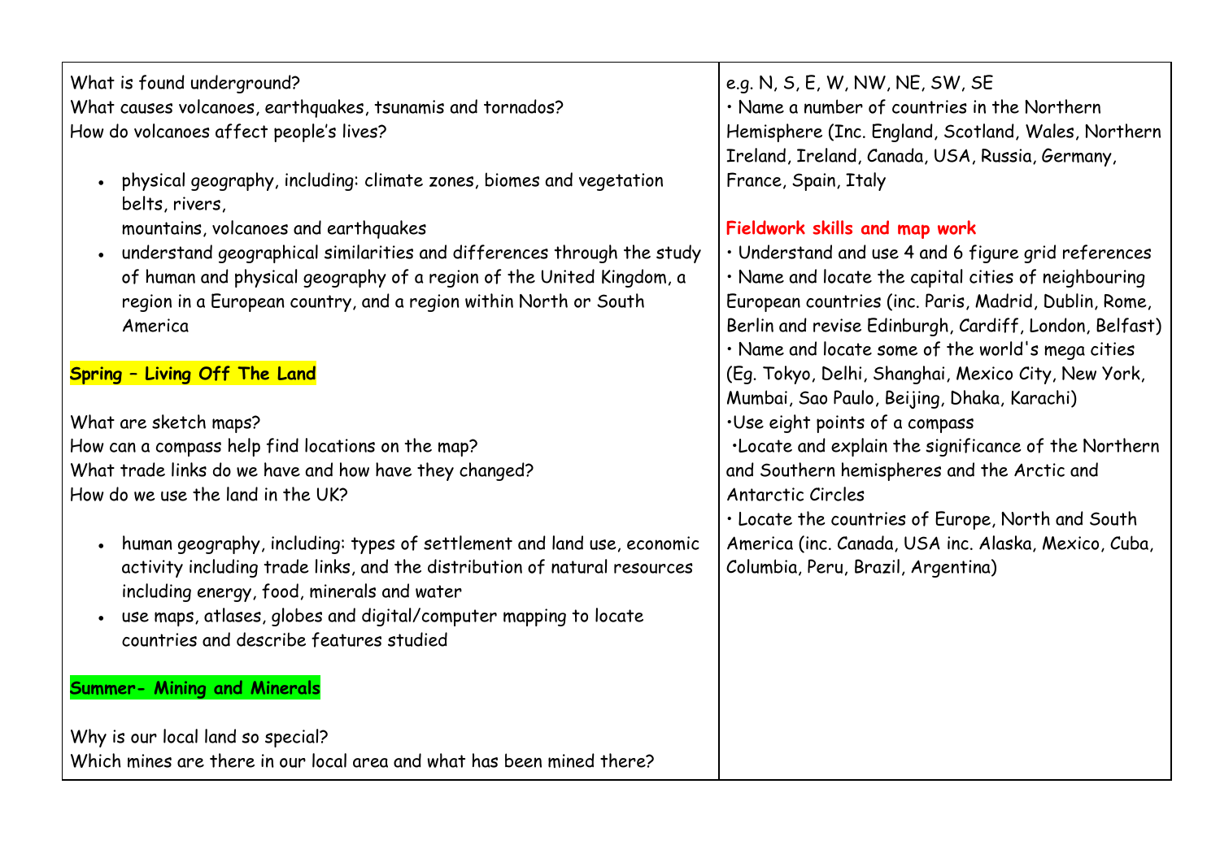| | |
|---|---|
| What is found underground?<br>What causes volcanoes, earthquakes, tsunamis and tornados?<br>How do volcanoes affect people's lives?<br><br>• physical geography, including: climate zones, biomes and vegetation belts, rivers, mountains, volcanoes and earthquakes<br>• understand geographical similarities and differences through the study of human and physical geography of a region of the United Kingdom, a region in a European country, and a region within North or South America<br><br>**Spring – Living Off The Land**<br><br>What are sketch maps?<br>How can a compass help find locations on the map?<br>What trade links do we have and how have they changed?<br>How do we use the land in the UK?<br><br>• human geography, including: types of settlement and land use, economic activity including trade links, and the distribution of natural resources including energy, food, minerals and water<br>• use maps, atlases, globes and digital/computer mapping to locate countries and describe features studied<br><br>**Summer- Mining and Minerals**<br><br>Why is our local land so special?<br>Which mines are there in our local area and what has been mined there? | e.g. N, S, E, W, NW, NE, SW, SE<br>• Name a number of countries in the Northern Hemisphere (Inc. England, Scotland, Wales, Northern Ireland, Ireland, Canada, USA, Russia, Germany, France, Spain, Italy<br><br>**Fieldwork skills and map work**<br>• Understand and use 4 and 6 figure grid references<br>• Name and locate the capital cities of neighbouring European countries (inc. Paris, Madrid, Dublin, Rome, Berlin and revise Edinburgh, Cardiff, London, Belfast)<br>• Name and locate some of the world's mega cities (Eg. Tokyo, Delhi, Shanghai, Mexico City, New York, Mumbai, Sao Paulo, Beijing, Dhaka, Karachi)<br>•Use eight points of a compass<br>•Locate and explain the significance of the Northern and Southern hemispheres and the Arctic and Antarctic Circles<br>• Locate the countries of Europe, North and South America (inc. Canada, USA inc. Alaska, Mexico, Cuba, Columbia, Peru, Brazil, Argentina) |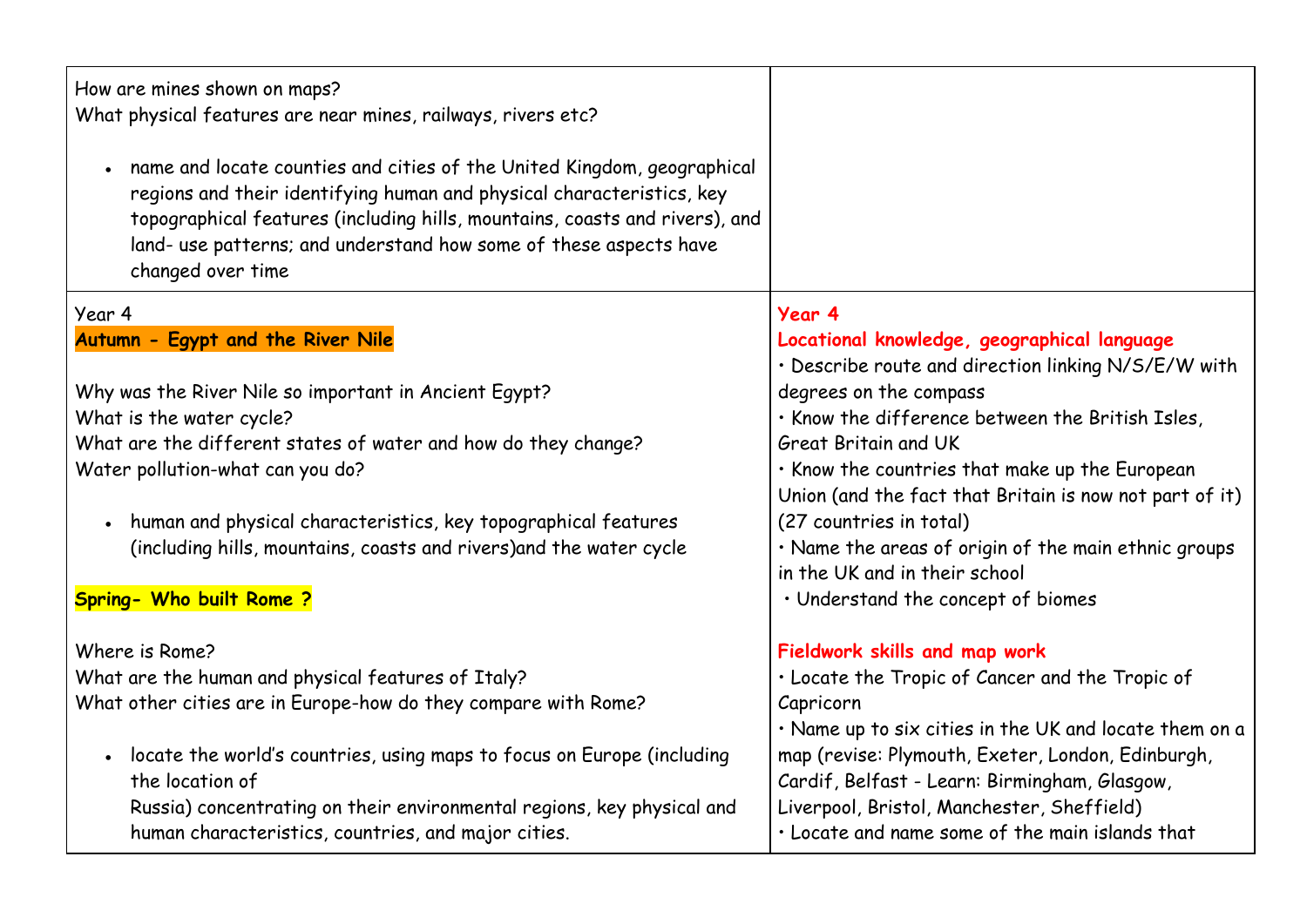| | |
|---|---|
| How are mines shown on maps?<br>What physical features are near mines, railways, rivers etc?<br><br>• name and locate counties and cities of the United Kingdom, geographical regions and their identifying human and physical characteristics, key topographical features (including hills, mountains, coasts and rivers), and land- use patterns; and understand how some of these aspects have changed over time | |
| Year 4<br>**Autumn - Egypt and the River Nile**<br><br>Why was the River Nile so important in Ancient Egypt?<br>What is the water cycle?<br>What are the different states of water and how do they change?<br>Water pollution-what can you do?<br><br>• human and physical characteristics, key topographical features (including hills, mountains, coasts and rivers)and the water cycle<br><br>**Spring- Who built Rome ?**<br><br>Where is Rome?<br>What are the human and physical features of Italy?<br>What other cities are in Europe-how do they compare with Rome?<br><br>• locate the world's countries, using maps to focus on Europe (including the location of Russia) concentrating on their environmental regions, key physical and human characteristics, countries, and major cities. | **Year 4**<br>**Locational knowledge, geographical language**<br>• Describe route and direction linking N/S/E/W with degrees on the compass<br>• Know the difference between the British Isles, Great Britain and UK<br>• Know the countries that make up the European Union (and the fact that Britain is now not part of it) (27 countries in total)<br>• Name the areas of origin of the main ethnic groups in the UK and in their school<br>• Understand the concept of biomes<br><br>**Fieldwork skills and map work**<br>• Locate the Tropic of Cancer and the Tropic of Capricorn<br>• Name up to six cities in the UK and locate them on a map (revise: Plymouth, Exeter, London, Edinburgh, Cardif, Belfast - Learn: Birmingham, Glasgow, Liverpool, Bristol, Manchester, Sheffield)<br>• Locate and name some of the main islands that |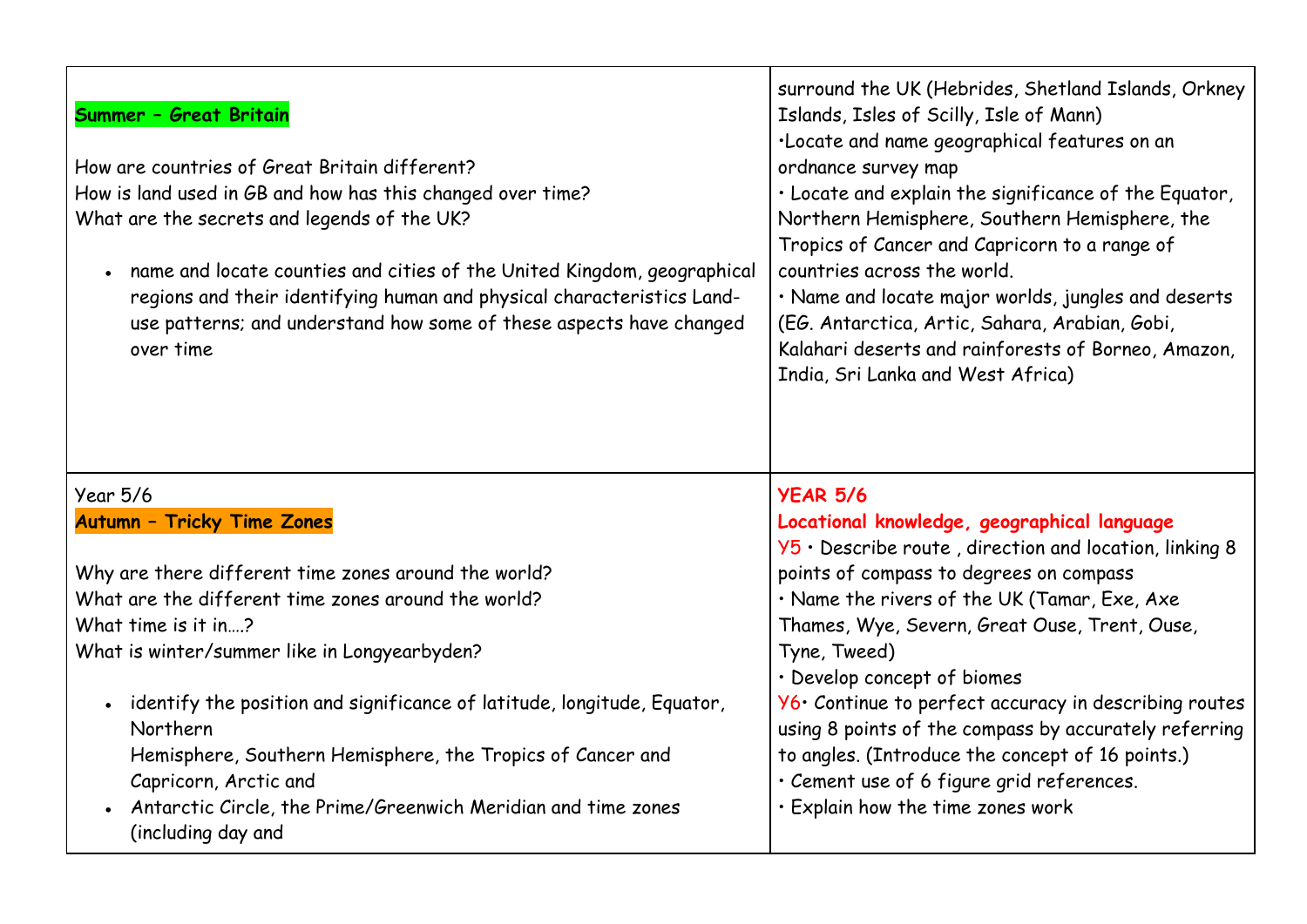| | |
|---|---|
| **Summer – Great Britain**<br><br>How are countries of Great Britain different?<br>How is land used in GB and how has this changed over time?<br>What are the secrets and legends of the UK?<br><br>• name and locate counties and cities of the United Kingdom, geographical regions and their identifying human and physical characteristics Land-use patterns; and understand how some of these aspects have changed over time | surround the UK (Hebrides, Shetland Islands, Orkney Islands, Isles of Scilly, Isle of Mann)<br>•Locate and name geographical features on an ordnance survey map<br>• Locate and explain the significance of the Equator, Northern Hemisphere, Southern Hemisphere, the Tropics of Cancer and Capricorn to a range of countries across the world.<br>• Name and locate major worlds, jungles and deserts (EG. Antarctica, Artic, Sahara, Arabian, Gobi, Kalahari deserts and rainforests of Borneo, Amazon, India, Sri Lanka and West Africa) |
| Year 5/6<br>**Autumn – Tricky Time Zones**<br><br>Why are there different time zones around the world?<br>What are the different time zones around the world?<br>What time is it in….?<br>What is winter/summer like in Longyearbyden?<br><br>• identify the position and significance of latitude, longitude, Equator, Northern Hemisphere, Southern Hemisphere, the Tropics of Cancer and Capricorn, Arctic and<br>• Antarctic Circle, the Prime/Greenwich Meridian and time zones (including day and | **YEAR 5/6**<br>**Locational knowledge, geographical language**<br>Y5 • Describe route , direction and location, linking 8 points of compass to degrees on compass<br>• Name the rivers of the UK (Tamar, Exe, Axe Thames, Wye, Severn, Great Ouse, Trent, Ouse, Tyne, Tweed)<br>• Develop concept of biomes<br>Y6• Continue to perfect accuracy in describing routes using 8 points of the compass by accurately referring to angles. (Introduce the concept of 16 points.)<br>• Cement use of 6 figure grid references.<br>• Explain how the time zones work |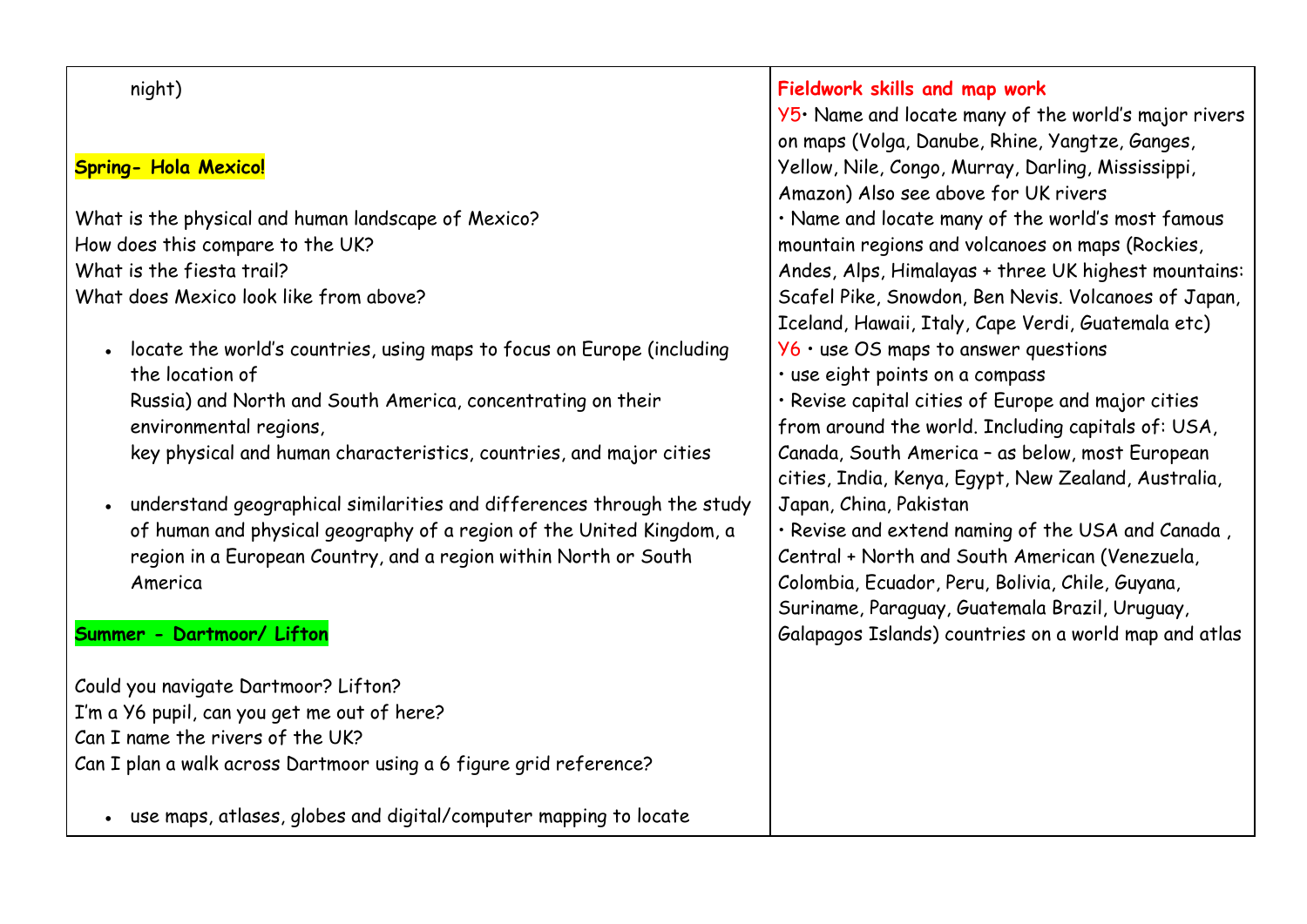| | |
|---|---|
| night)<br><br>**Spring- Hola Mexico!**<br><br>What is the physical and human landscape of Mexico?<br>How does this compare to the UK?<br>What is the fiesta trail?<br>What does Mexico look like from above?<br><br>• locate the world's countries, using maps to focus on Europe (including the location of Russia) and North and South America, concentrating on their environmental regions, key physical and human characteristics, countries, and major cities<br><br>• understand geographical similarities and differences through the study of human and physical geography of a region of the United Kingdom, a region in a European Country, and a region within North or South America<br><br>**Summer - Dartmoor/ Lifton**<br><br>Could you navigate Dartmoor? Lifton?<br>I'm a Y6 pupil, can you get me out of here?<br>Can I name the rivers of the UK?<br>Can I plan a walk across Dartmoor using a 6 figure grid reference?<br><br>• use maps, atlases, globes and digital/computer mapping to locate | **Fieldwork skills and map work**<br>Y5• Name and locate many of the world's major rivers on maps (Volga, Danube, Rhine, Yangtze, Ganges, Yellow, Nile, Congo, Murray, Darling, Mississippi, Amazon) Also see above for UK rivers<br>• Name and locate many of the world's most famous mountain regions and volcanoes on maps (Rockies, Andes, Alps, Himalayas + three UK highest mountains: Scafel Pike, Snowdon, Ben Nevis. Volcanoes of Japan, Iceland, Hawaii, Italy, Cape Verdi, Guatemala etc)<br>Y6 • use OS maps to answer questions<br>• use eight points on a compass<br>• Revise capital cities of Europe and major cities from around the world. Including capitals of: USA, Canada, South America – as below, most European cities, India, Kenya, Egypt, New Zealand, Australia, Japan, China, Pakistan<br>• Revise and extend naming of the USA and Canada , Central + North and South American (Venezuela, Colombia, Ecuador, Peru, Bolivia, Chile, Guyana, Suriname, Paraguay, Guatemala Brazil, Uruguay, Galapagos Islands) countries on a world map and atlas |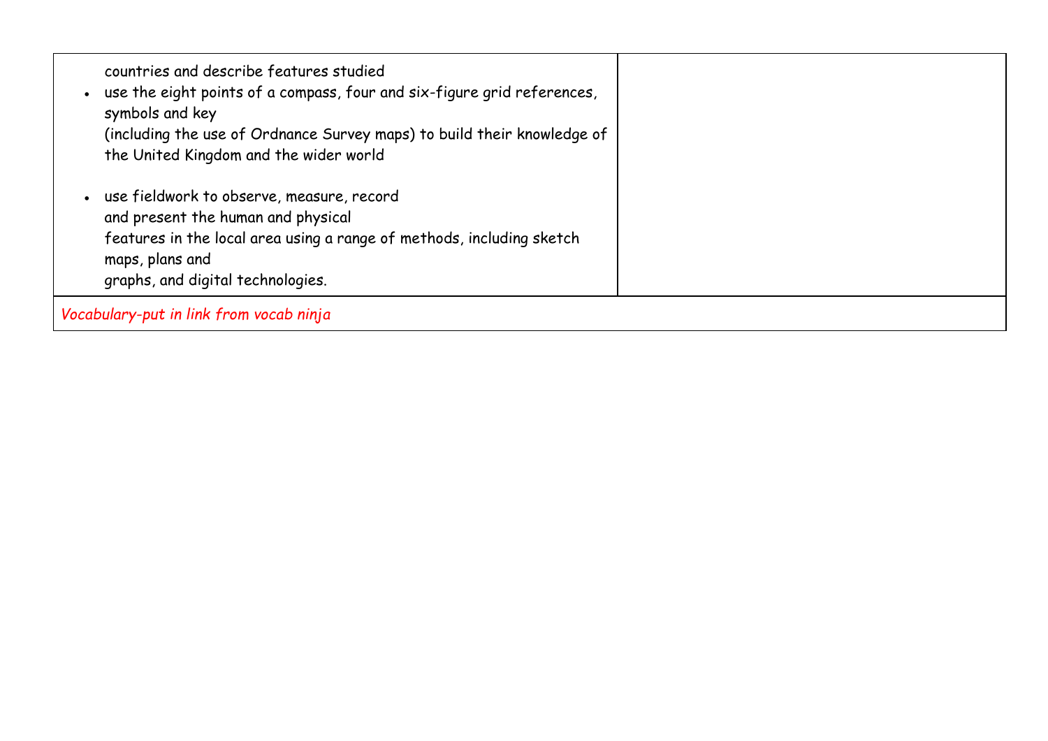| | |
|---|---|
| countries and describe features studied<br>• use the eight points of a compass, four and six-figure grid references, symbols and key (including the use of Ordnance Survey maps) to build their knowledge of the United Kingdom and the wider world<br><br>• use fieldwork to observe, measure, record and present the human and physical features in the local area using a range of methods, including sketch maps, plans and graphs, and digital technologies. | |
| *Vocabulary-put in link from vocab ninja* | |